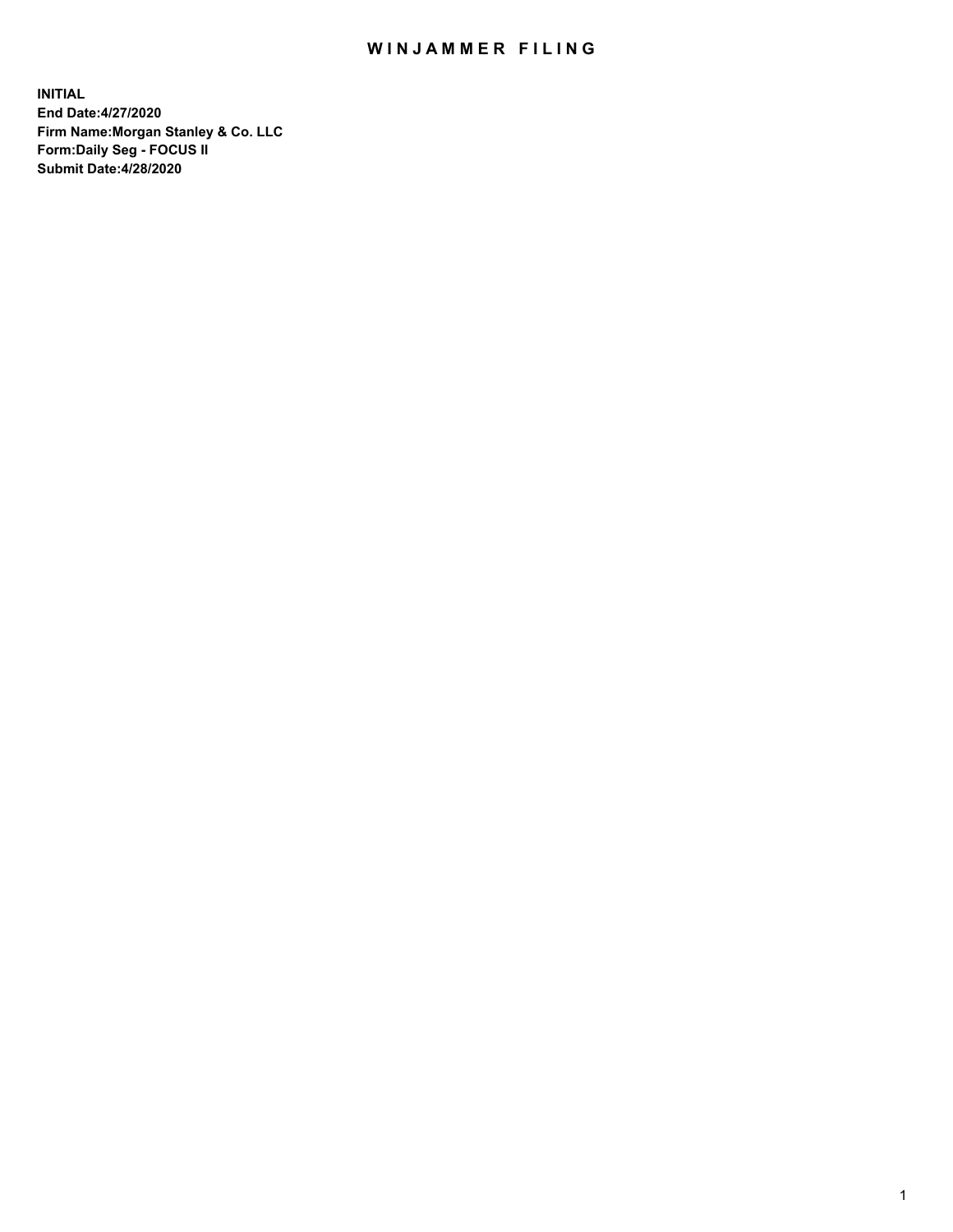# WINJAMMER FILING

**INITIAL**
**End Date:4/27/2020**
**Firm Name:Morgan Stanley & Co. LLC**
**Form:Daily Seg - FOCUS II**
**Submit Date:4/28/2020**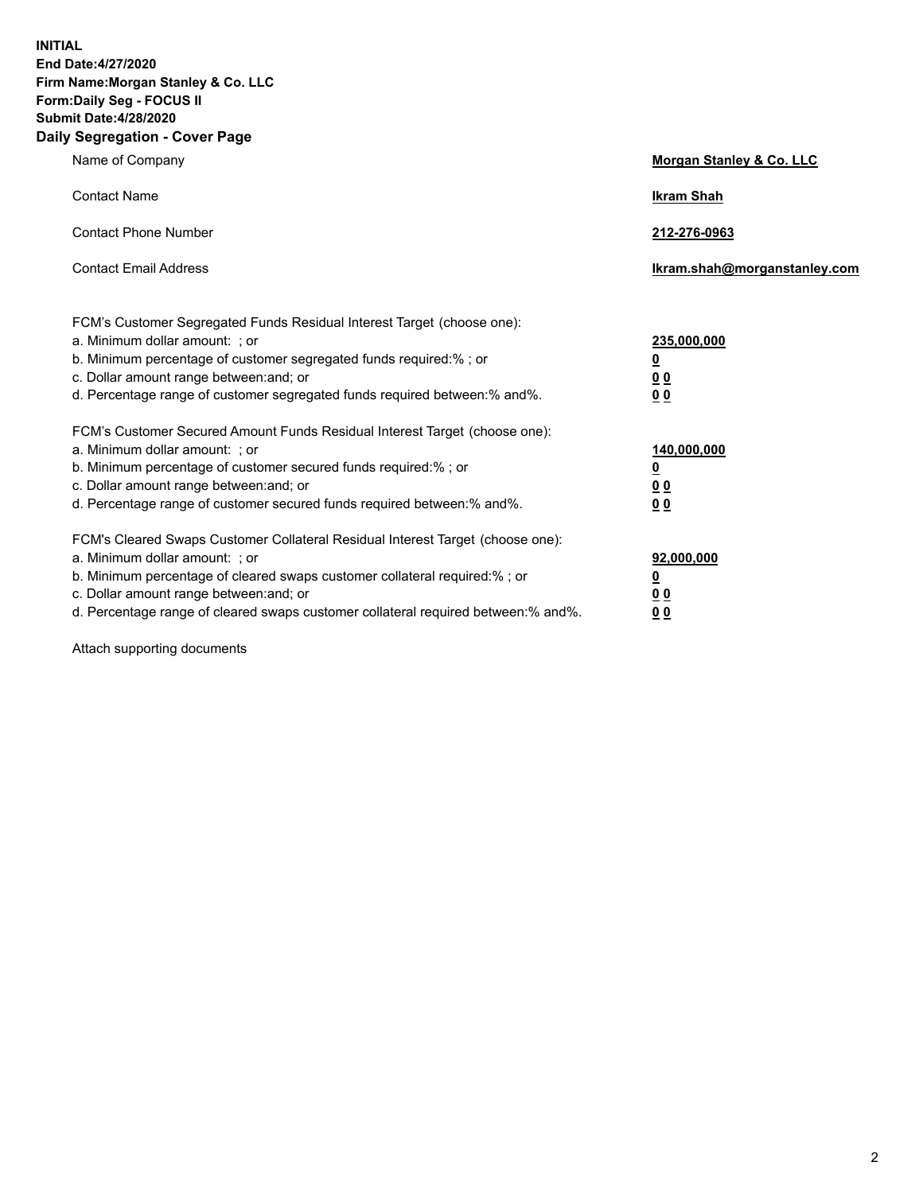**INITIAL**
**End Date:4/27/2020**
**Firm Name:Morgan Stanley & Co. LLC**
**Form:Daily Seg - FOCUS II**
**Submit Date:4/28/2020**
**Daily Segregation - Cover Page**

| | |
|---|---|
| Name of Company | **Morgan Stanley & Co. LLC** |
| Contact Name | **Ikram Shah** |
| Contact Phone Number | **212-276-0963** |
| Contact Email Address | **Ikram.shah@morganstanley.com** |

FCM's Customer Segregated Funds Residual Interest Target (choose one):

| | |
|---|---|
| a. Minimum dollar amount: ; or | **235,000,000** |
| b. Minimum percentage of customer segregated funds required:% ; or | **0** |
| c. Dollar amount range between:and; or | **0 0** |
| d. Percentage range of customer segregated funds required between:% and%. | **0 0** |

FCM's Customer Secured Amount Funds Residual Interest Target (choose one):

| | |
|---|---|
| a. Minimum dollar amount: ; or | **140,000,000** |
| b. Minimum percentage of customer secured funds required:% ; or | **0** |
| c. Dollar amount range between:and; or | **0 0** |
| d. Percentage range of customer secured funds required between:% and%. | **0 0** |

FCM's Cleared Swaps Customer Collateral Residual Interest Target (choose one):

| | |
|---|---|
| a. Minimum dollar amount: ; or | **92,000,000** |
| b. Minimum percentage of cleared swaps customer collateral required:% ; or | **0** |
| c. Dollar amount range between:and; or | **0 0** |
| d. Percentage range of cleared swaps customer collateral required between:% and%. | **0 0** |

Attach supporting documents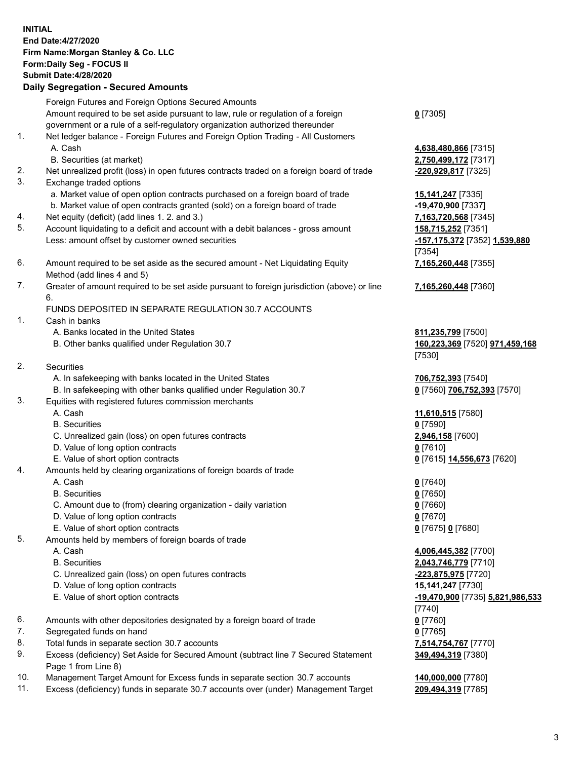**INITIAL**
**End Date:4/27/2020**
**Firm Name:Morgan Stanley & Co. LLC**
**Form:Daily Seg - FOCUS II**
**Submit Date:4/28/2020**

## Daily Segregation - Secured Amounts

| | | |
|---|---|---|
| | Foreign Futures and Foreign Options Secured Amounts | |
| | Amount required to be set aside pursuant to law, rule or regulation of a foreign government or a rule of a self-regulatory organization authorized thereunder | **0** [7305] |
| 1. | Net ledger balance - Foreign Futures and Foreign Option Trading - All Customers | |
| | A. Cash | **4,638,480,866** [7315] |
| | B. Securities (at market) | **2,750,499,172** [7317] |
| 2. | Net unrealized profit (loss) in open futures contracts traded on a foreign board of trade | **-220,929,817** [7325] |
| 3. | Exchange traded options | |
| | a. Market value of open option contracts purchased on a foreign board of trade | **15,141,247** [7335] |
| | b. Market value of open contracts granted (sold) on a foreign board of trade | **-19,470,900** [7337] |
| 4. | Net equity (deficit) (add lines 1. 2. and 3.) | **7,163,720,568** [7345] |
| 5. | Account liquidating to a deficit and account with a debit balances - gross amount | **158,715,252** [7351] |
| | Less: amount offset by customer owned securities | **-157,175,372** [7352] **1,539,880** [7354] |
| 6. | Amount required to be set aside as the secured amount - Net Liquidating Equity Method (add lines 4 and 5) | **7,165,260,448** [7355] |
| 7. | Greater of amount required to be set aside pursuant to foreign jurisdiction (above) or line 6. | **7,165,260,448** [7360] |
| | FUNDS DEPOSITED IN SEPARATE REGULATION 30.7 ACCOUNTS | |
| 1. | Cash in banks | |
| | A. Banks located in the United States | **811,235,799** [7500] |
| | B. Other banks qualified under Regulation 30.7 | **160,223,369** [7520] **971,459,168** [7530] |
| 2. | Securities | |
| | A. In safekeeping with banks located in the United States | **706,752,393** [7540] |
| | B. In safekeeping with other banks qualified under Regulation 30.7 | **0** [7560] **706,752,393** [7570] |
| 3. | Equities with registered futures commission merchants | |
| | A. Cash | **11,610,515** [7580] |
| | B. Securities | **0** [7590] |
| | C. Unrealized gain (loss) on open futures contracts | **2,946,158** [7600] |
| | D. Value of long option contracts | **0** [7610] |
| | E. Value of short option contracts | **0** [7615] **14,556,673** [7620] |
| 4. | Amounts held by clearing organizations of foreign boards of trade | |
| | A. Cash | **0** [7640] |
| | B. Securities | **0** [7650] |
| | C. Amount due to (from) clearing organization - daily variation | **0** [7660] |
| | D. Value of long option contracts | **0** [7670] |
| | E. Value of short option contracts | **0** [7675] **0** [7680] |
| 5. | Amounts held by members of foreign boards of trade | |
| | A. Cash | **4,006,445,382** [7700] |
| | B. Securities | **2,043,746,779** [7710] |
| | C. Unrealized gain (loss) on open futures contracts | **-223,875,975** [7720] |
| | D. Value of long option contracts | **15,141,247** [7730] |
| | E. Value of short option contracts | **-19,470,900** [7735] **5,821,986,533** [7740] |
| 6. | Amounts with other depositories designated by a foreign board of trade | **0** [7760] |
| 7. | Segregated funds on hand | **0** [7765] |
| 8. | Total funds in separate section 30.7 accounts | **7,514,754,767** [7770] |
| 9. | Excess (deficiency) Set Aside for Secured Amount (subtract line 7 Secured Statement Page 1 from Line 8) | **349,494,319** [7380] |
| 10. | Management Target Amount for Excess funds in separate section 30.7 accounts | **140,000,000** [7780] |
| 11. | Excess (deficiency) funds in separate 30.7 accounts over (under) Management Target | **209,494,319** [7785] |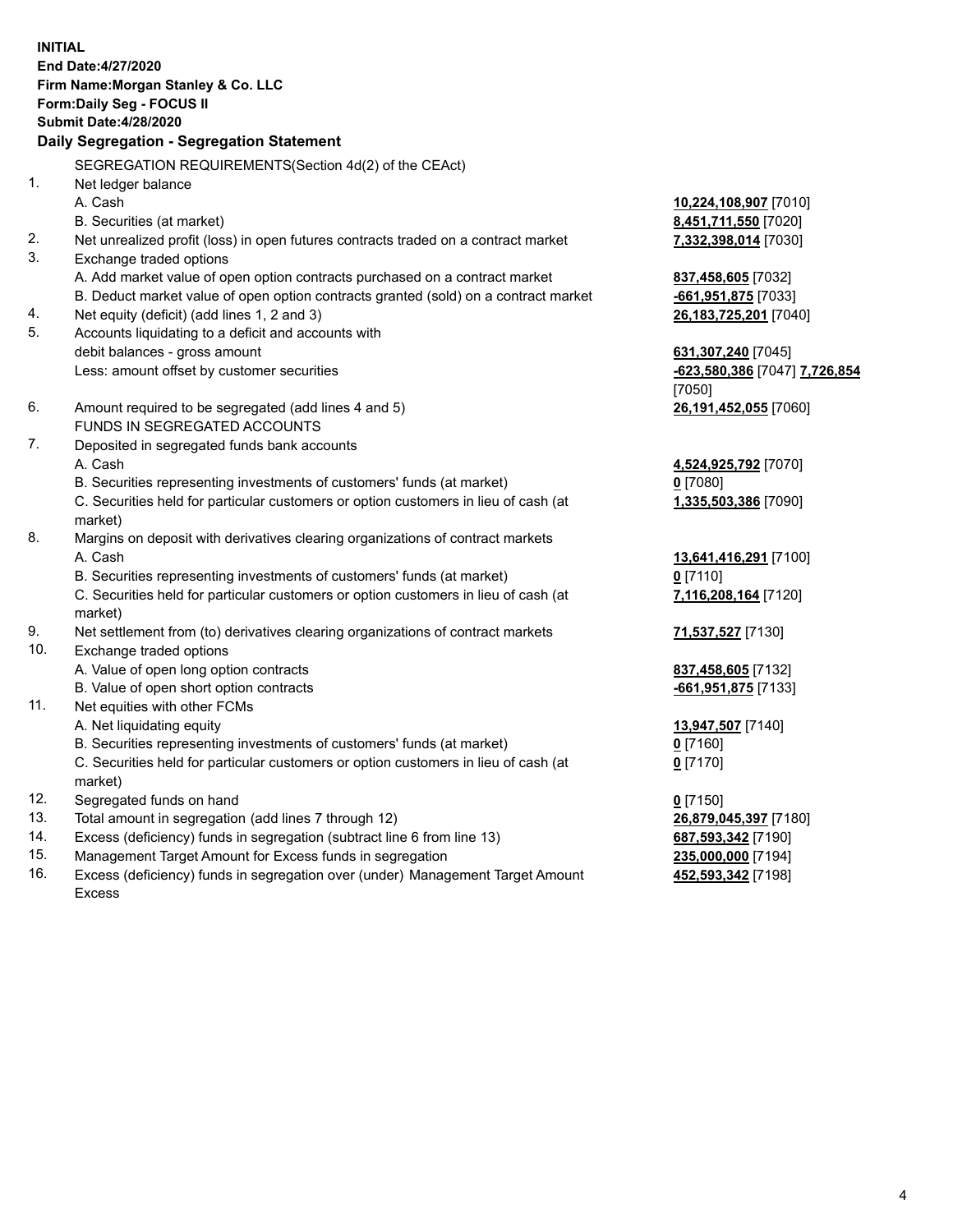**INITIAL**
**End Date:4/27/2020**
**Firm Name:Morgan Stanley & Co. LLC**
**Form:Daily Seg - FOCUS II**
**Submit Date:4/28/2020**

## Daily Segregation - Segregation Statement

SEGREGATION REQUIREMENTS(Section 4d(2) of the CEAct)

| | | |
|---|---|---|
| 1. | Net ledger balance | |
| | A. Cash | **10,224,108,907** [7010] |
| | B. Securities (at market) | **8,451,711,550** [7020] |
| 2. | Net unrealized profit (loss) in open futures contracts traded on a contract market | **7,332,398,014** [7030] |
| 3. | Exchange traded options | |
| | A. Add market value of open option contracts purchased on a contract market | **837,458,605** [7032] |
| | B. Deduct market value of open option contracts granted (sold) on a contract market | **-661,951,875** [7033] |
| 4. | Net equity (deficit) (add lines 1, 2 and 3) | **26,183,725,201** [7040] |
| 5. | Accounts liquidating to a deficit and accounts with debit balances - gross amount | **631,307,240** [7045] |
| | Less: amount offset by customer securities | **-623,580,386** [7047] **7,726,854** [7050] |
| 6. | Amount required to be segregated (add lines 4 and 5) | **26,191,452,055** [7060] |
| | FUNDS IN SEGREGATED ACCOUNTS | |
| 7. | Deposited in segregated funds bank accounts | |
| | A. Cash | **4,524,925,792** [7070] |
| | B. Securities representing investments of customers' funds (at market) | **0** [7080] |
| | C. Securities held for particular customers or option customers in lieu of cash (at market) | **1,335,503,386** [7090] |
| 8. | Margins on deposit with derivatives clearing organizations of contract markets | |
| | A. Cash | **13,641,416,291** [7100] |
| | B. Securities representing investments of customers' funds (at market) | **0** [7110] |
| | C. Securities held for particular customers or option customers in lieu of cash (at market) | **7,116,208,164** [7120] |
| 9. | Net settlement from (to) derivatives clearing organizations of contract markets | **71,537,527** [7130] |
| 10. | Exchange traded options | |
| | A. Value of open long option contracts | **837,458,605** [7132] |
| | B. Value of open short option contracts | **-661,951,875** [7133] |
| 11. | Net equities with other FCMs | |
| | A. Net liquidating equity | **13,947,507** [7140] |
| | B. Securities representing investments of customers' funds (at market) | **0** [7160] |
| | C. Securities held for particular customers or option customers in lieu of cash (at market) | **0** [7170] |
| 12. | Segregated funds on hand | **0** [7150] |
| 13. | Total amount in segregation (add lines 7 through 12) | **26,879,045,397** [7180] |
| 14. | Excess (deficiency) funds in segregation (subtract line 6 from line 13) | **687,593,342** [7190] |
| 15. | Management Target Amount for Excess funds in segregation | **235,000,000** [7194] |
| 16. | Excess (deficiency) funds in segregation over (under) Management Target Amount Excess | **452,593,342** [7198] |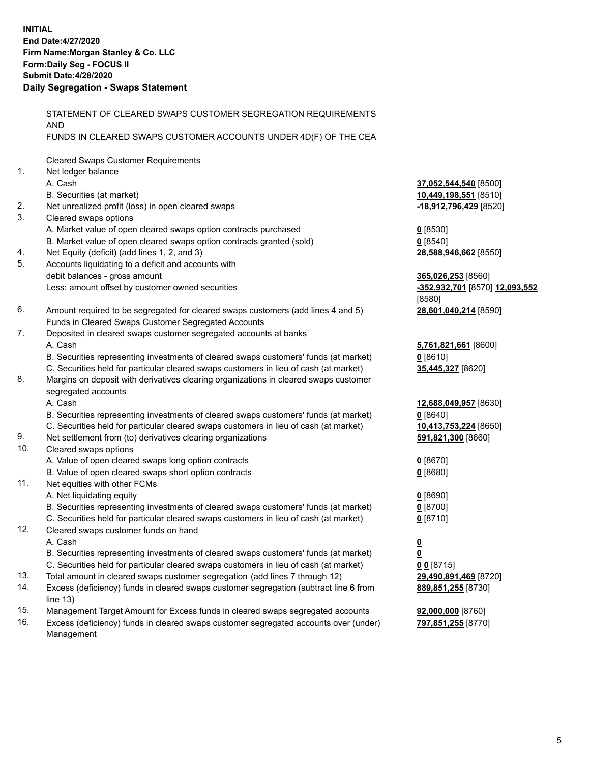**INITIAL**
**End Date:4/27/2020**
**Firm Name:Morgan Stanley & Co. LLC**
**Form:Daily Seg - FOCUS II**
**Submit Date:4/28/2020**
**Daily Segregation - Swaps Statement**

STATEMENT OF CLEARED SWAPS CUSTOMER SEGREGATION REQUIREMENTS AND FUNDS IN CLEARED SWAPS CUSTOMER ACCOUNTS UNDER 4D(F) OF THE CEA

| | | |
|---|---|---|
| | Cleared Swaps Customer Requirements | |
| 1. | Net ledger balance | |
| | A. Cash | **37,052,544,540** [8500] |
| | B. Securities (at market) | **10,449,198,551** [8510] |
| 2. | Net unrealized profit (loss) in open cleared swaps | **-18,912,796,429** [8520] |
| 3. | Cleared swaps options | |
| | A. Market value of open cleared swaps option contracts purchased | **0** [8530] |
| | B. Market value of open cleared swaps option contracts granted (sold) | **0** [8540] |
| 4. | Net Equity (deficit) (add lines 1, 2, and 3) | **28,588,946,662** [8550] |
| 5. | Accounts liquidating to a deficit and accounts with debit balances - gross amount | **365,026,253** [8560] |
| | Less: amount offset by customer owned securities | **-352,932,701** [8570] **12,093,552** [8580] |
| 6. | Amount required to be segregated for cleared swaps customers (add lines 4 and 5) | **28,601,040,214** [8590] |
| | Funds in Cleared Swaps Customer Segregated Accounts | |
| 7. | Deposited in cleared swaps customer segregated accounts at banks | |
| | A. Cash | **5,761,821,661** [8600] |
| | B. Securities representing investments of cleared swaps customers' funds (at market) | **0** [8610] |
| | C. Securities held for particular cleared swaps customers in lieu of cash (at market) | **35,445,327** [8620] |
| 8. | Margins on deposit with derivatives clearing organizations in cleared swaps customer segregated accounts | |
| | A. Cash | **12,688,049,957** [8630] |
| | B. Securities representing investments of cleared swaps customers' funds (at market) | **0** [8640] |
| | C. Securities held for particular cleared swaps customers in lieu of cash (at market) | **10,413,753,224** [8650] |
| 9. | Net settlement from (to) derivatives clearing organizations | **591,821,300** [8660] |
| 10. | Cleared swaps options | |
| | A. Value of open cleared swaps long option contracts | **0** [8670] |
| | B. Value of open cleared swaps short option contracts | **0** [8680] |
| 11. | Net equities with other FCMs | |
| | A. Net liquidating equity | **0** [8690] |
| | B. Securities representing investments of cleared swaps customers' funds (at market) | **0** [8700] |
| | C. Securities held for particular cleared swaps customers in lieu of cash (at market) | **0** [8710] |
| 12. | Cleared swaps customer funds on hand | |
| | A. Cash | **0** |
| | B. Securities representing investments of cleared swaps customers' funds (at market) | **0** |
| | C. Securities held for particular cleared swaps customers in lieu of cash (at market) | **0** **0** [8715] |
| 13. | Total amount in cleared swaps customer segregation (add lines 7 through 12) | **29,490,891,469** [8720] |
| 14. | Excess (deficiency) funds in cleared swaps customer segregation (subtract line 6 from line 13) | **889,851,255** [8730] |
| 15. | Management Target Amount for Excess funds in cleared swaps segregated accounts | **92,000,000** [8760] |
| 16. | Excess (deficiency) funds in cleared swaps customer segregated accounts over (under) Management | **797,851,255** [8770] |